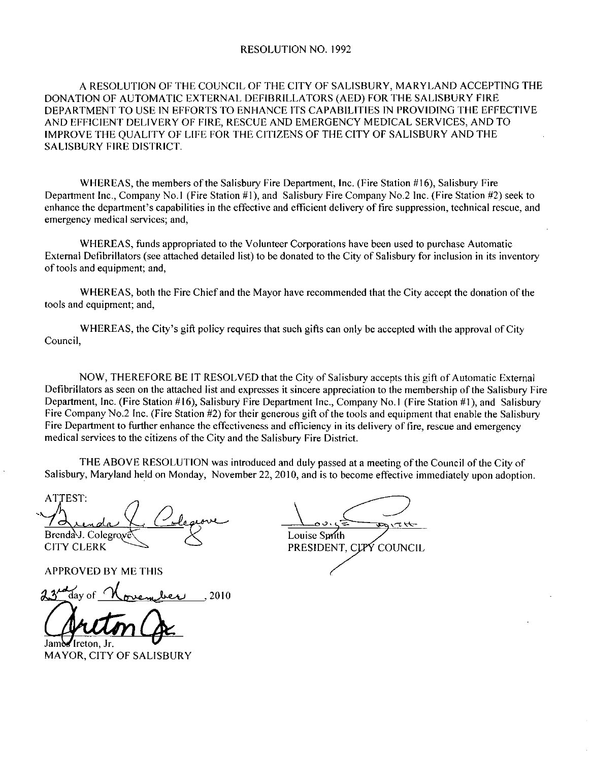# RESOLUTION NO. 1992

A RESOLUTION OF THE COUNCIL OF THE CITY OF SALISBURY, MARYLAND ACCEPTING THE DONATION OF AUTOMATIC EXTERNAL DEFIBRILLATORS (AED) FOR THE SALISBURY FIRE DEPARTMENT TO USE IN EFFORTS TO ENHANCE ITS CAPABILITIES IN PROVIDING THE EFFECTIVE AND EFFICIENT DELIVERY OF FIRE, RESCUE AND EMERGENCY MEDICAL SERVICES, AND TO IMPROVE THE QUALITY OF LIFE FOR THE CITIZENS OF THE CITY OF SALISBURY AND THE SALISBURY FIRE DISTRICT.

WHEREAS, the members of the Salisbury Fire Department, Inc. (Fire Station #16), Salisbury Fire Department Inc., Company No.1 (Fire Station #1), and Salisbury Fire Company No.2 Inc. (Fire Station #2) seek to enhance the department's capabilities in the effective and efficient delivery of fire suppression, technical rescue, and emergency medical services; and,

WHEREAS, funds appropriated to the Volunteer Corporations have been used to purchase Automatic External Defibrillators (see attached detailed list) to be donated to the City of Salisbury for inclusion in its inventory of tools and equipment; and,

WHEREAS, both the Fire Chief and the Mayor have recommended that the City accept the donation of the tools and equipment; and,

WHEREAS, the City's gift policy requires that such gifts can only be accepted with the approval of City Council,

NOW, THEREFORE BE IT RESOLVED that the City of Salisbury accepts this gift of Automatic External Defibrillators as seen on the attached list and expresses it sincere appreciation to the membership of the Salisbury Fire Department, Inc. (Fire Station #16), Salisbury Fire Department Inc., Company No.1 (Fire Station #1), and Salisbury Fire Company No.2 Inc. (Fire Station #2) for their generous gift of the tools and equipment that enable the Salisbury Fire Department to further enhance the effectiveness and efficiency in its delivery of fire, rescue and emergency medical services to the citizens of the City and the Salisbury Fire District.

THE ABOVE RESOLUTION was introduced and duly passed at a meeting of the Council of the City of Salisbury, Maryland held on Monday, November 22, 2010, and is to become effective immediately upon adoption.

ATTEST:

Brenda J. Colegrove
CITY CLERK

Louise Smith
PRESIDENT, CITY COUNCIL

APPROVED BY ME THIS

23rd day of November, 2010

James Ireton, Jr.
MAYOR, CITY OF SALISBURY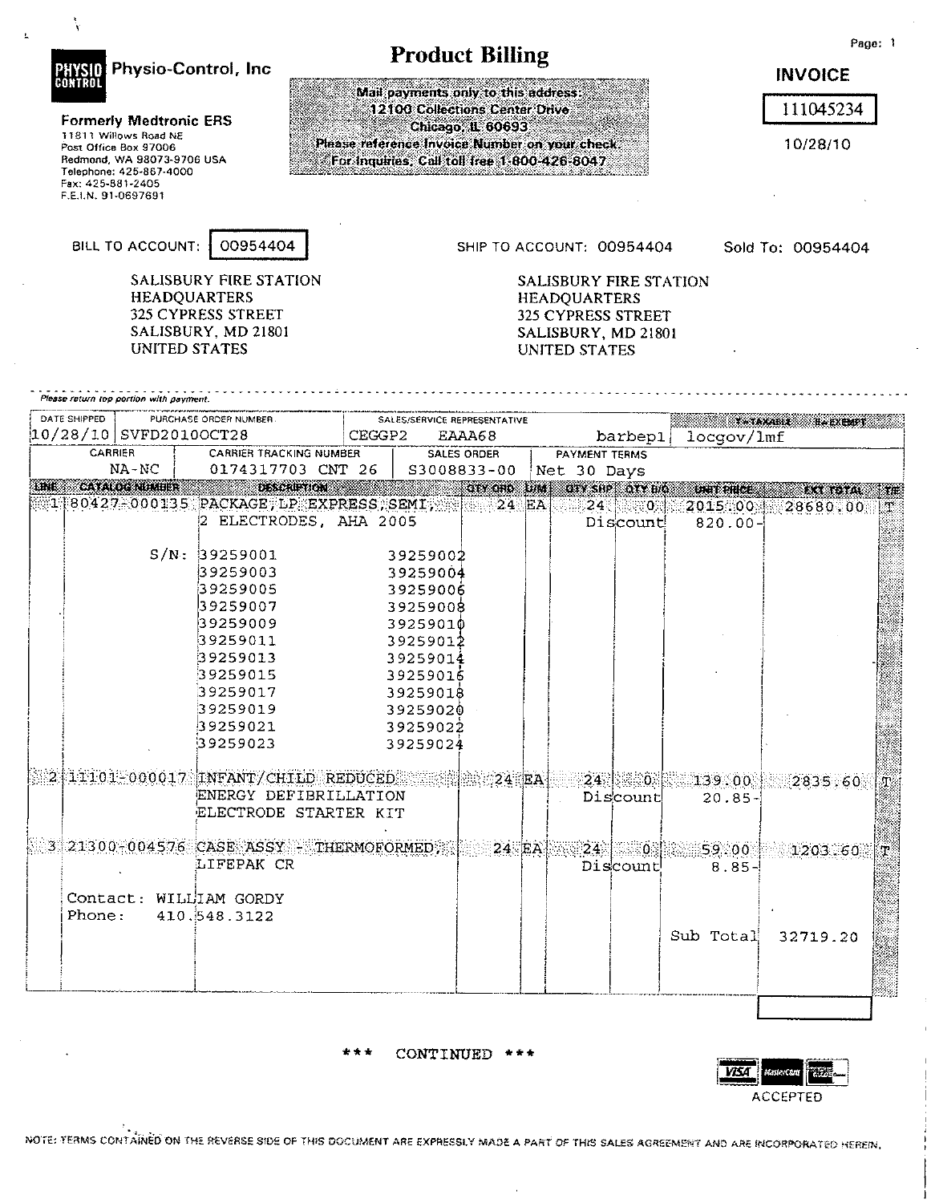Page: 1

**Physio-Control, Inc**

**Formerly Medtronic ERS**
11811 Willows Road NE
Post Office Box 97006
Redmond, WA 98073-9706 USA
Telephone: 425-867-4000
Fax: 425-881-2405
F.E.I.N. 91-0697691

# Product Billing

Mail payments only to this address:
12100 Collections Center Drive
Chicago, IL 60693
Please reference Invoice Number on your check
For Inquiries, Call toll free 1-800-426-8047

**INVOICE**
111045234
10/28/10

BILL TO ACCOUNT: 00954404 | SHIP TO ACCOUNT: 00954404 | Sold To: 00954404

| Bill To | Ship To |
|---|---|
| SALISBURY FIRE STATION<br>HEADQUARTERS<br>325 CYPRESS STREET<br>SALISBURY, MD 21801<br>UNITED STATES | SALISBURY FIRE STATION<br>HEADQUARTERS<br>325 CYPRESS STREET<br>SALISBURY, MD 21801<br>UNITED STATES |

*Please return top portion with payment.*

| DATE SHIPPED | PURCHASE ORDER NUMBER | SALES/SERVICE REPRESENTATIVE | | | T=TAXABLE E=EXEMPT |
|---|---|---|---|---|---|
| 10/28/10 | SVFD2010OCT28 | CEGGP2 | EAAA68 | barbepl | locgov/lmf |

| CARRIER | CARRIER TRACKING NUMBER | SALES ORDER | PAYMENT TERMS |
|---|---|---|---|
| NA-NC | 0174317703 CNT 26 | S3008833-00 | Net 30 Days |

| LINE | CATALOG NUMBER | DESCRIPTION | QTY ORD | U/M | QTY SHIP | QTY B/O | UNIT PRICE | EXT TOTAL | T/E |
|---|---|---|---|---|---|---|---|---|---|
| 1 | 80427-000135 | PACKAGE,LP EXPRESS SEMI, 2 ELECTRODES, AHA 2005 | 24 | EA | 24 | 0 | 2015.00 | 28680.00 | T |
| | | | | | Discount | | 820.00- | | |
| | S/N: | 39259001 39259002 | | | | | | | |
| | | 39259003 39259004 | | | | | | | |
| | | 39259005 39259006 | | | | | | | |
| | | 39259007 39259008 | | | | | | | |
| | | 39259009 39259010 | | | | | | | |
| | | 39259011 39259012 | | | | | | | |
| | | 39259013 39259014 | | | | | | | |
| | | 39259015 39259016 | | | | | | | |
| | | 39259017 39259018 | | | | | | | |
| | | 39259019 39259020 | | | | | | | |
| | | 39259021 39259022 | | | | | | | |
| | | 39259023 39259024 | | | | | | | |
| 2 | 11101-000017 | INFANT/CHILD REDUCED ENERGY DEFIBRILLATION ELECTRODE STARTER KIT | 24 | EA | 24 | 0 | 139.00 | 2835.60 | T |
| | | | | | Discount | | 20.85- | | |
| 3 | 21300-004576 | CASE ASSY - THERMOFORMED, LIFEPAK CR | 24 | EA | 24 | 0 | 59.00 | 1203.60 | T |
| | | | | | Discount | | 8.85- | | |
| | | Contact: WILLIAM GORDY<br>Phone: 410.548.3122 | | | | | | | |
| | | | | | | | Sub Total | 32719.20 | |

\*\*\* CONTINUED \*\*\*

VISA / MasterCard / American Express ACCEPTED

NOTE: TERMS CONTAINED ON THE REVERSE SIDE OF THIS DOCUMENT ARE EXPRESSLY MADE A PART OF THIS SALES AGREEMENT AND ARE INCORPORATED HEREIN.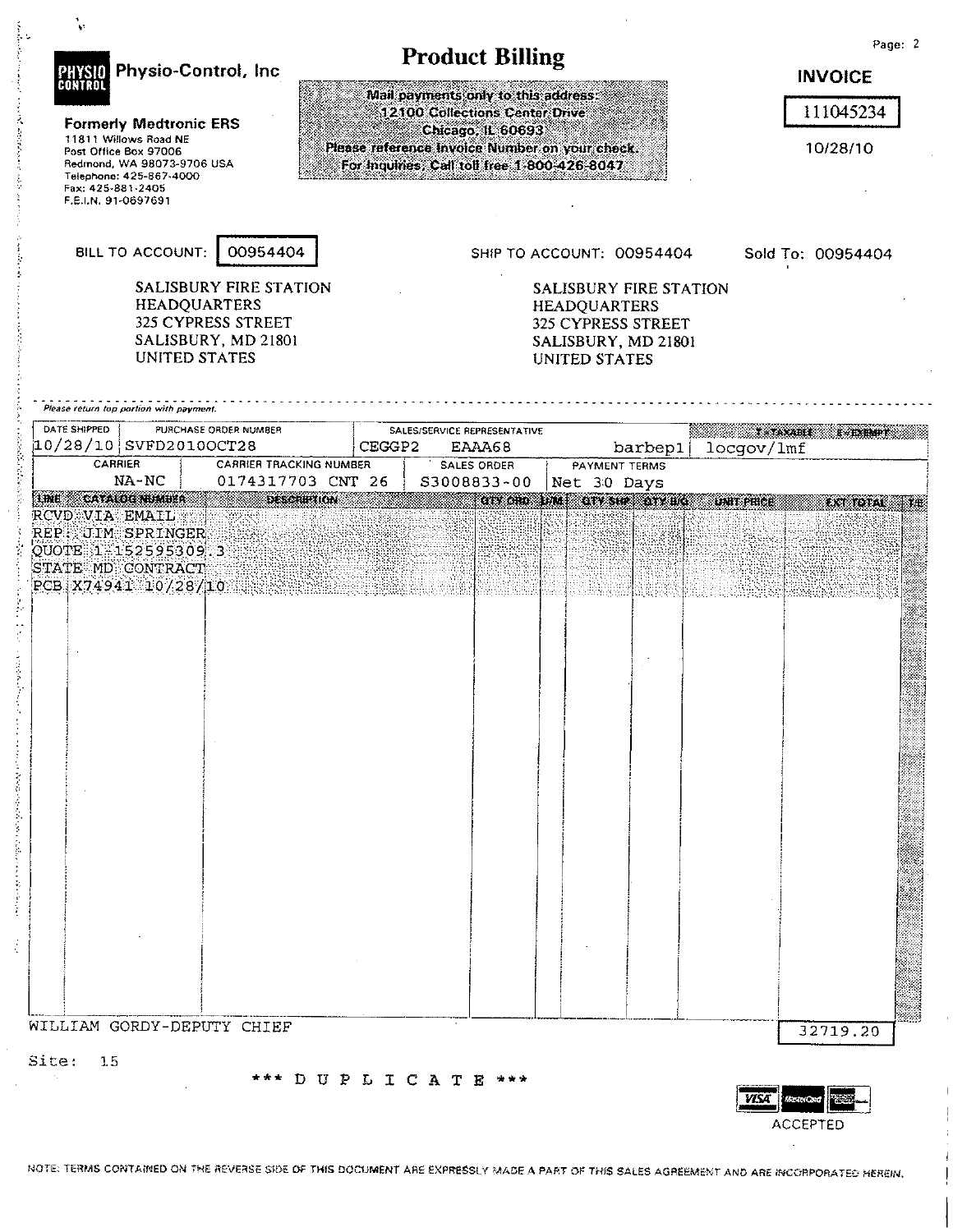# Product Billing

**PHYSIO CONTROL** Physio-Control, Inc

**Formerly Medtronic ERS**
11811 Willows Road NE
Post Office Box 97006
Redmond, WA 98073-9706 USA
Telephone: 425-867-4000
Fax: 425-881-2405
F.E.I.N. 91-0697691

Mail payments only to this address:
12100 Collections Center Drive
Chicago, IL 60693
Please reference Invoice Number on your check.
For Inquiries, Call toll free 1-800-426-8047

Page: 2

**INVOICE**
111045234
10/28/10

BILL TO ACCOUNT: 00954404

SALISBURY FIRE STATION
HEADQUARTERS
325 CYPRESS STREET
SALISBURY, MD 21801
UNITED STATES

SHIP TO ACCOUNT: 00954404

SALISBURY FIRE STATION
HEADQUARTERS
325 CYPRESS STREET
SALISBURY, MD 21801
UNITED STATES

Sold To: 00954404

*Please return top portion with payment.*

| DATE SHIPPED | PURCHASE ORDER NUMBER | SALES/SERVICE REPRESENTATIVE | | | T=TAXABLE E=EXEMPT |
|---|---|---|---|---|---|
| 10/28/10 | SVFD2010OCT28 | CEGGP2 | EAAA68 | barbep1 | locgov/lmf |

| CARRIER | CARRIER TRACKING NUMBER | SALES ORDER | PAYMENT TERMS |
|---|---|---|---|
| NA-NC | 0174317703 CNT 26 | S3008833-00 | Net 30 Days |

| LINE | CATALOG NUMBER | DESCRIPTION | QTY ORD | U/M | QTY SHP | QTY B/O | UNIT PRICE | EXT TOTAL | T/E |
|---|---|---|---|---|---|---|---|---|---|
| RCVD VIA EMAIL | | | | | | | | | |
| REP: JIM SPRINGER | | | | | | | | | |
| QUOTE 1-152595309.3 | | | | | | | | | |
| STATE MD CONTRACT | | | | | | | | | |
| PCB X74941 10/28/10 | | | | | | | | | |

WILLIAM GORDY-DEPUTY CHIEF

32719.20

Site: 15

\*\*\* D U P L I C A T E \*\*\*

VISA MasterCard AMERICAN EXPRESS ACCEPTED

NOTE: TERMS CONTAINED ON THE REVERSE SIDE OF THIS DOCUMENT ARE EXPRESSLY MADE A PART OF THIS SALES AGREEMENT AND ARE INCORPORATED HEREIN.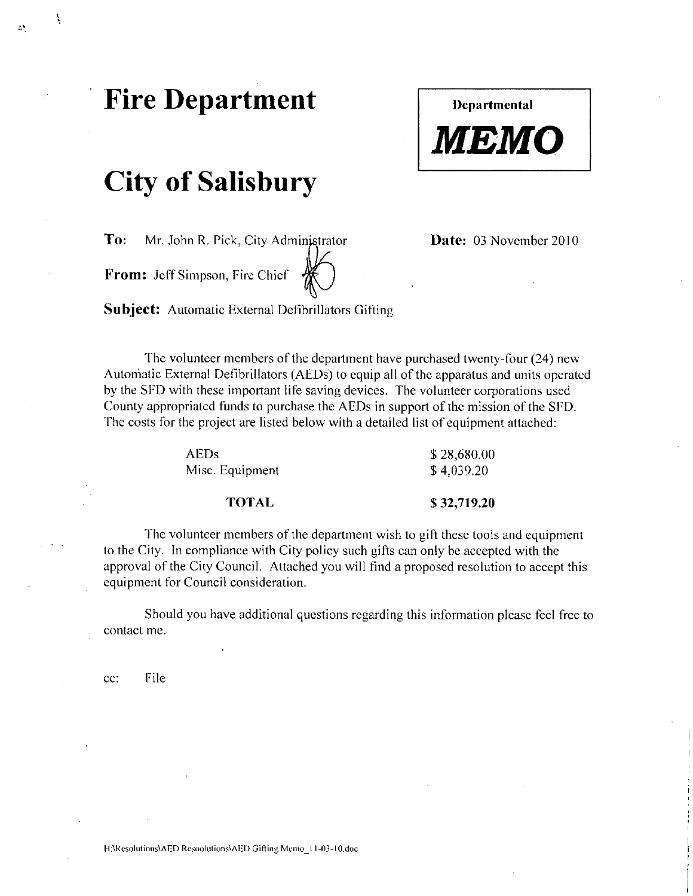# Fire Department

# City of Salisbury

**Departmental**

***MEMO***

**To:** Mr. John R. Pick, City Administrator

**Date:** 03 November 2010

**From:** Jeff Simpson, Fire Chief

**Subject:** Automatic External Defibrillators Gifting

The volunteer members of the department have purchased twenty-four (24) new Automatic External Defibrillators (AEDs) to equip all of the apparatus and units operated by the SFD with these important life saving devices. The volunteer corporations used County appropriated funds to purchase the AEDs in support of the mission of the SFD. The costs for the project are listed below with a detailed list of equipment attached:

| | |
|---|---|
| AEDs | $ 28,680.00 |
| Misc. Equipment | $ 4,039.20 |
| **TOTAL** | **$ 32,719.20** |

The volunteer members of the department wish to gift these tools and equipment to the City. In compliance with City policy such gifts can only be accepted with the approval of the City Council. Attached you will find a proposed resolution to accept this equipment for Council consideration.

Should you have additional questions regarding this information please feel free to contact me.

cc: File

H:\Resolutions\AED Resoolutions\AED Gifting Memo_11-03-10.doc